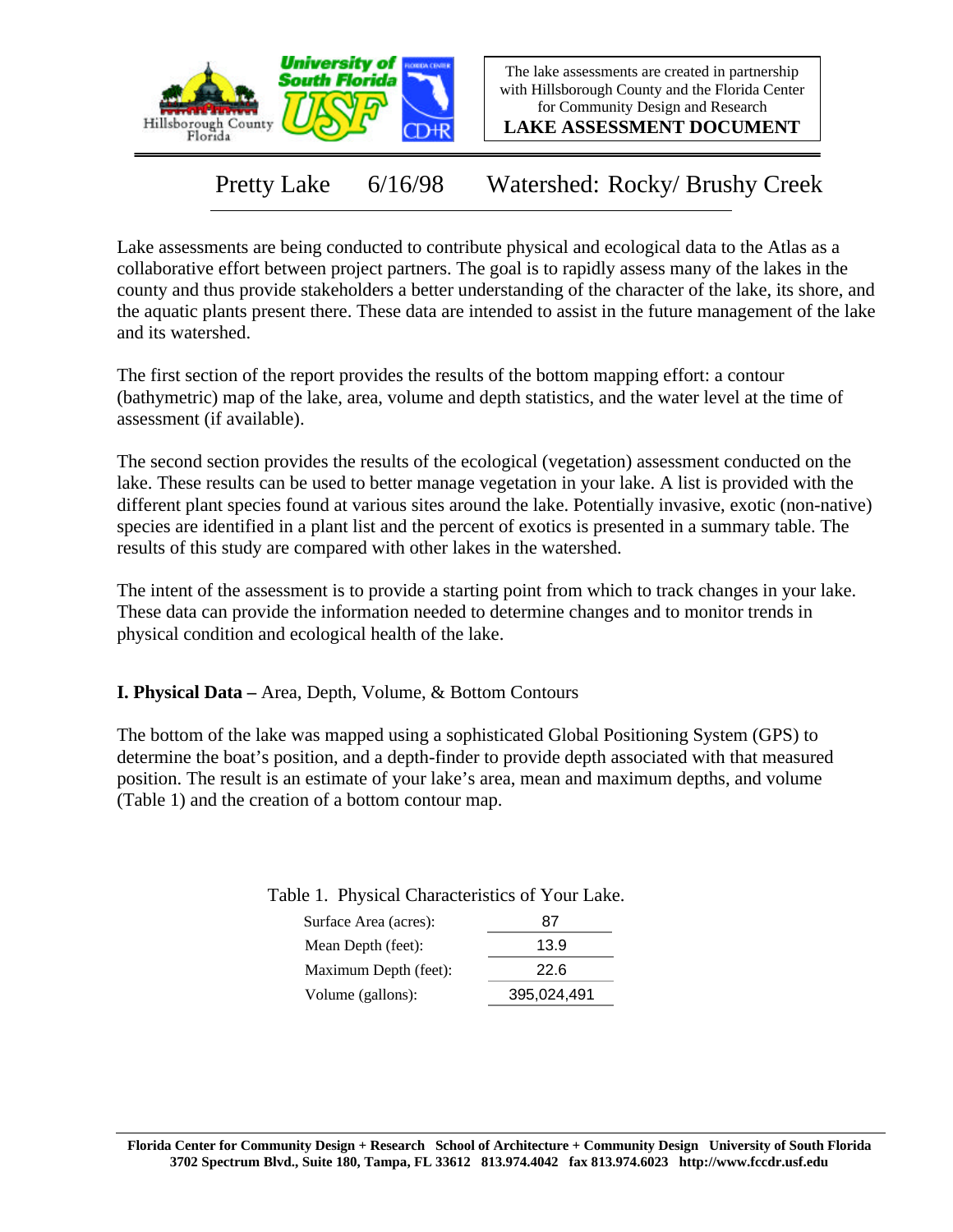The lake assessments are created in partnership with Hillsborough County and the Florida Center for Community Design and Research

**LAKE ASSESSMENT DOCUMENT**

# Pretty Lake 6/16/98 Watershed: Rocky/ Brushy Creek

Lake assessments are being conducted to contribute physical and ecological data to the Atlas as a collaborative effort between project partners. The goal is to rapidly assess many of the lakes in the county and thus provide stakeholders a better understanding of the character of the lake, its shore, and the aquatic plants present there. These data are intended to assist in the future management of the lake and its watershed.

The first section of the report provides the results of the bottom mapping effort: a contour (bathymetric) map of the lake, area, volume and depth statistics, and the water level at the time of assessment (if available).

The second section provides the results of the ecological (vegetation) assessment conducted on the lake. These results can be used to better manage vegetation in your lake. A list is provided with the different plant species found at various sites around the lake. Potentially invasive, exotic (non-native) species are identified in a plant list and the percent of exotics is presented in a summary table. The results of this study are compared with other lakes in the watershed.

The intent of the assessment is to provide a starting point from which to track changes in your lake. These data can provide the information needed to determine changes and to monitor trends in physical condition and ecological health of the lake.

## I. Physical Data – Area, Depth, Volume, & Bottom Contours

The bottom of the lake was mapped using a sophisticated Global Positioning System (GPS) to determine the boat's position, and a depth-finder to provide depth associated with that measured position. The result is an estimate of your lake's area, mean and maximum depths, and volume (Table 1) and the creation of a bottom contour map.

Table 1. Physical Characteristics of Your Lake.

| | |
|---|---|
| Surface Area (acres): | 87 |
| Mean Depth (feet): | 13.9 |
| Maximum Depth (feet): | 22.6 |
| Volume (gallons): | 395,024,491 |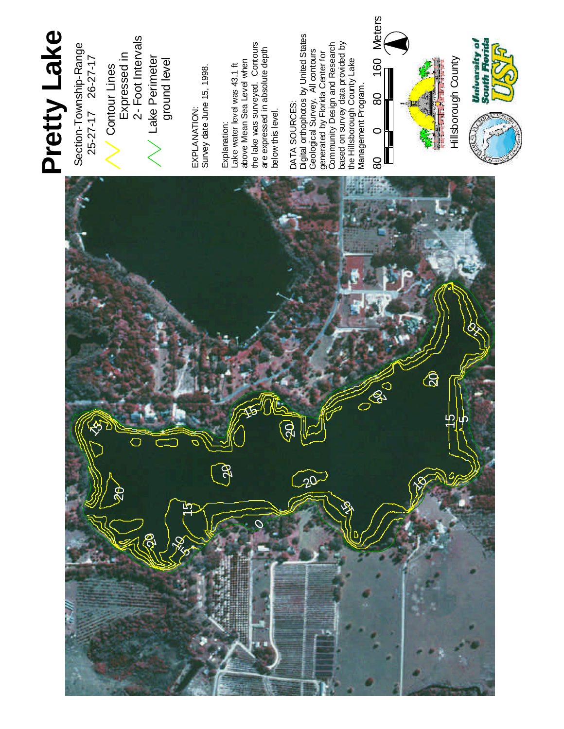# Pretty Lake

Section-Township-Range
25-27-17 26-27-17

Contour Lines
Expressed in
2- Foot Intervals

Lake Perimeter
ground level

EXPLANATION:
Survey date June 15, 1998.

Explanation:
Lake water level was 43.1 ft above Mean Sea Level when the lake was surveyed. Contours are expressed in absolute depth below this level.

DATA SOURCES:
Digital orthophotos by United States Geological Survey. All contours generated by Florida Center for Community Design and Research based on survey data provided by the Hillsborough County Lake Management Program.

80 0 80 160 Meters

Hillsborough County

University of South Florida USF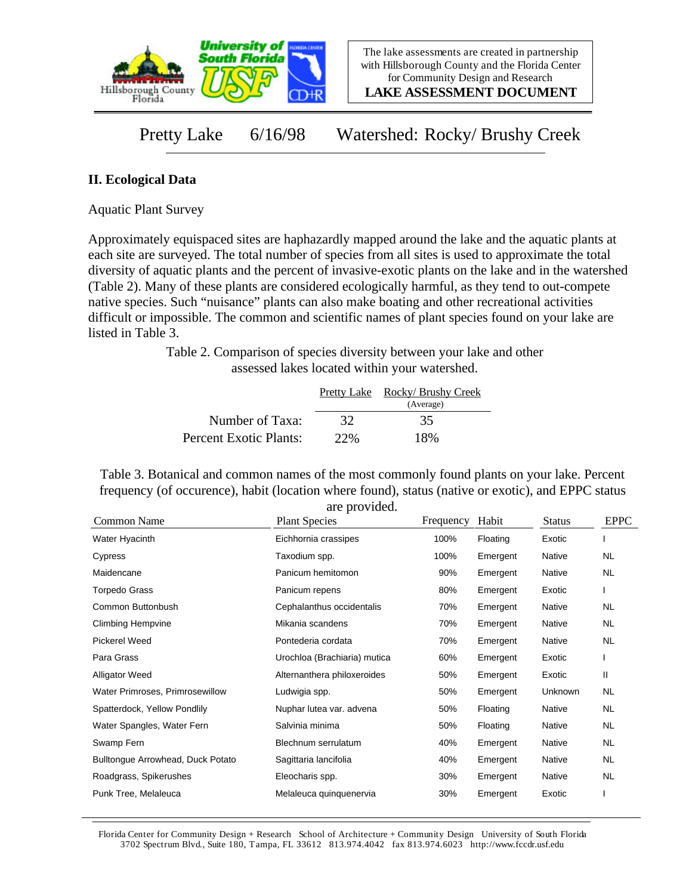Pretty Lake 6/16/98 Watershed: Rocky/ Brushy Creek

## II. Ecological Data

Aquatic Plant Survey

Approximately equispaced sites are haphazardly mapped around the lake and the aquatic plants at each site are surveyed. The total number of species from all sites is used to approximate the total diversity of aquatic plants and the percent of invasive-exotic plants on the lake and in the watershed (Table 2). Many of these plants are considered ecologically harmful, as they tend to out-compete native species. Such "nuisance" plants can also make boating and other recreational activities difficult or impossible. The common and scientific names of plant species found on your lake are listed in Table 3.

Table 2. Comparison of species diversity between your lake and other assessed lakes located within your watershed.

| | Pretty Lake | Rocky/ Brushy Creek (Average) |
|---|---|---|
| Number of Taxa: | 32 | 35 |
| Percent Exotic Plants: | 22% | 18% |

Table 3. Botanical and common names of the most commonly found plants on your lake. Percent frequency (of occurence), habit (location where found), status (native or exotic), and EPPC status are provided.

| Common Name | Plant Species | Frequency | Habit | Status | EPPC |
|---|---|---|---|---|---|
| Water Hyacinth | Eichhornia crassipes | 100% | Floating | Exotic | I |
| Cypress | Taxodium spp. | 100% | Emergent | Native | NL |
| Maidencane | Panicum hemitomon | 90% | Emergent | Native | NL |
| Torpedo Grass | Panicum repens | 80% | Emergent | Exotic | I |
| Common Buttonbush | Cephalanthus occidentalis | 70% | Emergent | Native | NL |
| Climbing Hempvine | Mikania scandens | 70% | Emergent | Native | NL |
| Pickerel Weed | Pontederia cordata | 70% | Emergent | Native | NL |
| Para Grass | Urochloa (Brachiaria) mutica | 60% | Emergent | Exotic | I |
| Alligator Weed | Alternanthera philoxeroides | 50% | Emergent | Exotic | II |
| Water Primroses, Primrosewillow | Ludwigia spp. | 50% | Emergent | Unknown | NL |
| Spatterdock, Yellow Pondlily | Nuphar lutea var. advena | 50% | Floating | Native | NL |
| Water Spangles, Water Fern | Salvinia minima | 50% | Floating | Native | NL |
| Swamp Fern | Blechnum serrulatum | 40% | Emergent | Native | NL |
| Bulltongue Arrowhead, Duck Potato | Sagittaria lancifolia | 40% | Emergent | Native | NL |
| Roadgrass, Spikerushes | Eleocharis spp. | 30% | Emergent | Native | NL |
| Punk Tree, Melaleuca | Melaleuca quinquenervia | 30% | Emergent | Exotic | I |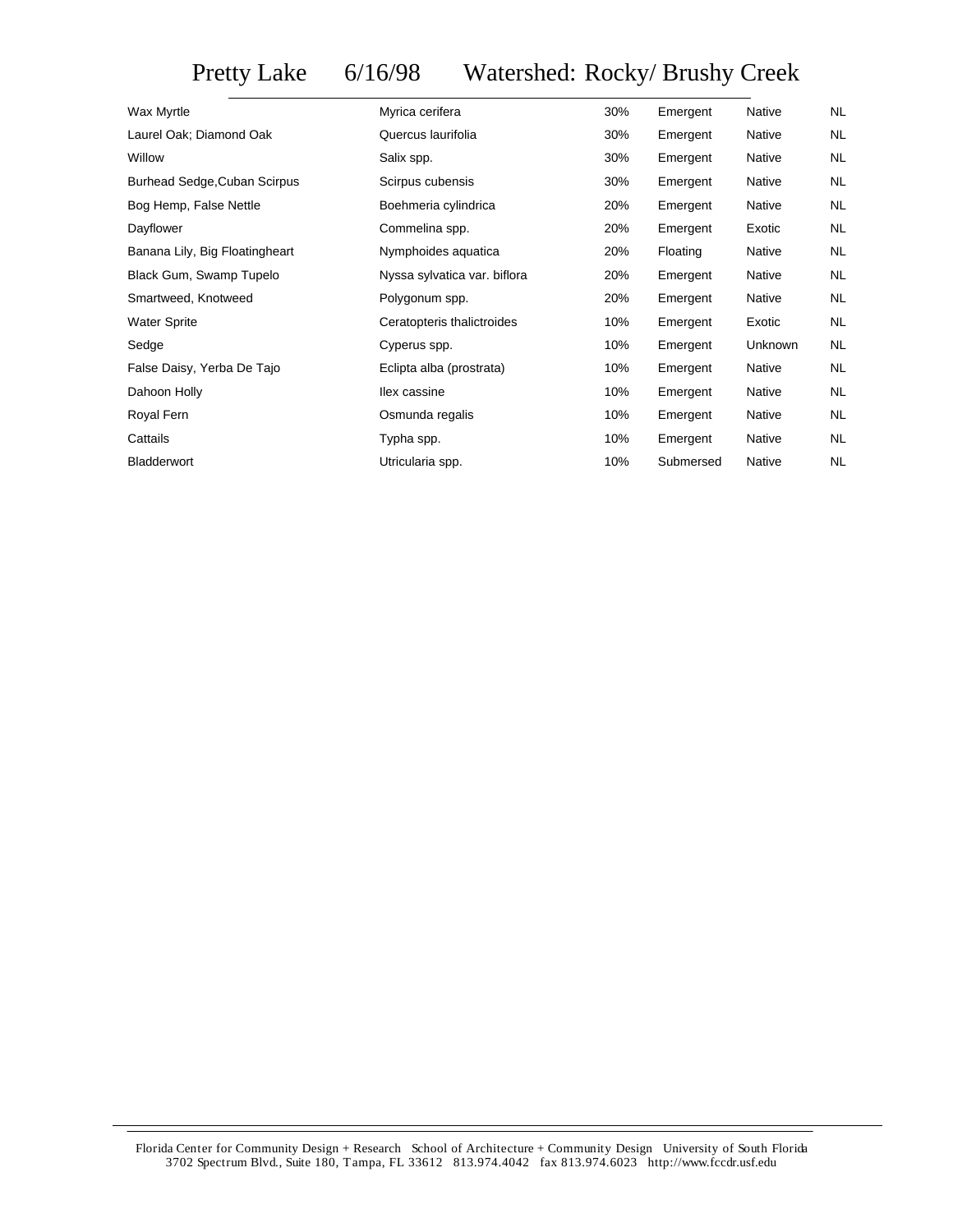# Pretty Lake 6/16/98 Watershed: Rocky/ Brushy Creek

| | | | | | |
|---|---|---|---|---|---|
| Wax Myrtle | Myrica cerifera | 30% | Emergent | Native | NL |
| Laurel Oak; Diamond Oak | Quercus laurifolia | 30% | Emergent | Native | NL |
| Willow | Salix spp. | 30% | Emergent | Native | NL |
| Burhead Sedge,Cuban Scirpus | Scirpus cubensis | 30% | Emergent | Native | NL |
| Bog Hemp, False Nettle | Boehmeria cylindrica | 20% | Emergent | Native | NL |
| Dayflower | Commelina spp. | 20% | Emergent | Exotic | NL |
| Banana Lily, Big Floatingheart | Nymphoides aquatica | 20% | Floating | Native | NL |
| Black Gum, Swamp Tupelo | Nyssa sylvatica var. biflora | 20% | Emergent | Native | NL |
| Smartweed, Knotweed | Polygonum spp. | 20% | Emergent | Native | NL |
| Water Sprite | Ceratopteris thalictroides | 10% | Emergent | Exotic | NL |
| Sedge | Cyperus spp. | 10% | Emergent | Unknown | NL |
| False Daisy, Yerba De Tajo | Eclipta alba (prostrata) | 10% | Emergent | Native | NL |
| Dahoon Holly | Ilex cassine | 10% | Emergent | Native | NL |
| Royal Fern | Osmunda regalis | 10% | Emergent | Native | NL |
| Cattails | Typha spp. | 10% | Emergent | Native | NL |
| Bladderwort | Utricularia spp. | 10% | Submersed | Native | NL |

Florida Center for Community Design + Research School of Architecture + Community Design University of South Florida
3702 Spectrum Blvd., Suite 180, Tampa, FL 33612 813.974.4042 fax 813.974.6023 http://www.fccdr.usf.edu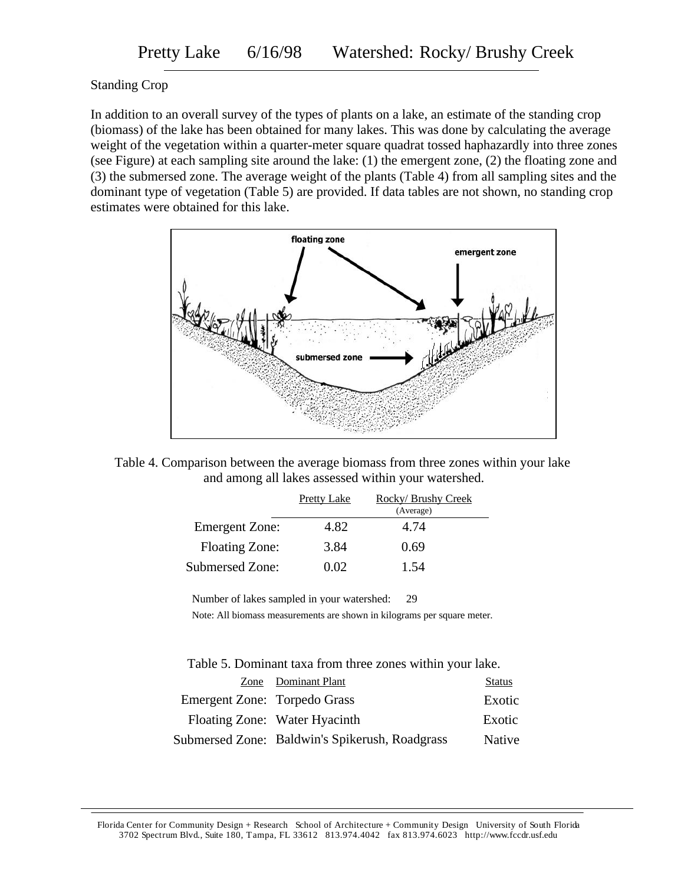# Pretty Lake 6/16/98 Watershed: Rocky/ Brushy Creek

Standing Crop

In addition to an overall survey of the types of plants on a lake, an estimate of the standing crop (biomass) of the lake has been obtained for many lakes. This was done by calculating the average weight of the vegetation within a quarter-meter square quadrat tossed haphazardly into three zones (see Figure) at each sampling site around the lake: (1) the emergent zone, (2) the floating zone and (3) the submersed zone. The average weight of the plants (Table 4) from all sampling sites and the dominant type of vegetation (Table 5) are provided. If data tables are not shown, no standing crop estimates were obtained for this lake.

floating zone

emergent zone

submersed zone

Table 4. Comparison between the average biomass from three zones within your lake and among all lakes assessed within your watershed.

| | Pretty Lake | Rocky/ Brushy Creek (Average) |
|---|---|---|
| Emergent Zone: | 4.82 | 4.74 |
| Floating Zone: | 3.84 | 0.69 |
| Submersed Zone: | 0.02 | 1.54 |

Number of lakes sampled in your watershed: 29

Note: All biomass measurements are shown in kilograms per square meter.

Table 5. Dominant taxa from three zones within your lake.

| Zone | Dominant Plant | Status |
|---|---|---|
| Emergent Zone: | Torpedo Grass | Exotic |
| Floating Zone: | Water Hyacinth | Exotic |
| Submersed Zone: | Baldwin's Spikerush, Roadgrass | Native |